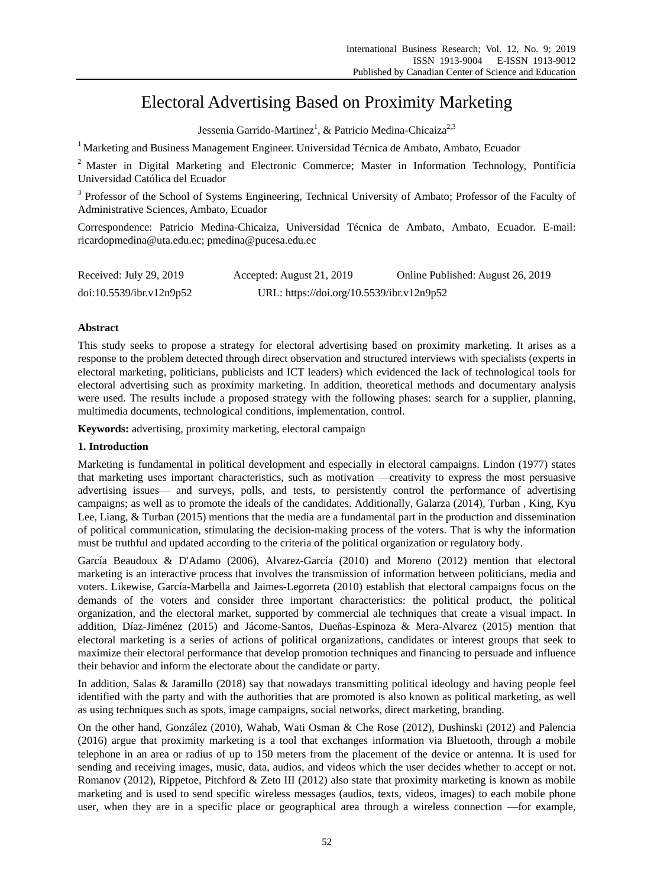# Electoral Advertising Based on Proximity Marketing

Jessenia Garrido-Martinez[1], & Patricio Medina-Chicaiza[2,3]

[1] Marketing and Business Management Engineer. Universidad Técnica de Ambato, Ambato, Ecuador

[2] Master in Digital Marketing and Electronic Commerce; Master in Information Technology, Pontificia Universidad Católica del Ecuador

[3] Professor of the School of Systems Engineering, Technical University of Ambato; Professor of the Faculty of Administrative Sciences, Ambato, Ecuador

Correspondence: Patricio Medina-Chicaiza, Universidad Técnica de Ambato, Ambato, Ecuador. E-mail: ricardopmedina@uta.edu.ec; pmedina@pucesa.edu.ec

Received: July 29, 2019 Accepted: August 21, 2019 Online Published: August 26, 2019

doi:10.5539/ibr.v12n9p52 URL: https://doi.org/10.5539/ibr.v12n9p52

**Abstract**

This study seeks to propose a strategy for electoral advertising based on proximity marketing. It arises as a response to the problem detected through direct observation and structured interviews with specialists (experts in electoral marketing, politicians, publicists and ICT leaders) which evidenced the lack of technological tools for electoral advertising such as proximity marketing. In addition, theoretical methods and documentary analysis were used. The results include a proposed strategy with the following phases: search for a supplier, planning, multimedia documents, technological conditions, implementation, control.

**Keywords:** advertising, proximity marketing, electoral campaign

## 1. Introduction

Marketing is fundamental in political development and especially in electoral campaigns. Lindon (1977) states that marketing uses important characteristics, such as motivation —creativity to express the most persuasive advertising issues— and surveys, polls, and tests, to persistently control the performance of advertising campaigns; as well as to promote the ideals of the candidates. Additionally, Galarza (2014), Turban , King, Kyu Lee, Liang, & Turban (2015) mentions that the media are a fundamental part in the production and dissemination of political communication, stimulating the decision-making process of the voters. That is why the information must be truthful and updated according to the criteria of the political organization or regulatory body.

García Beaudoux & D'Adamo (2006), Alvarez-García (2010) and Moreno (2012) mention that electoral marketing is an interactive process that involves the transmission of information between politicians, media and voters. Likewise, García-Marbella and Jaimes-Legorreta (2010) establish that electoral campaigns focus on the demands of the voters and consider three important characteristics: the political product, the political organization, and the electoral market, supported by commercial ale techniques that create a visual impact. In addition, Díaz-Jiménez (2015) and Jácome-Santos, Dueñas-Espinoza & Mera-Alvarez (2015) mention that electoral marketing is a series of actions of political organizations, candidates or interest groups that seek to maximize their electoral performance that develop promotion techniques and financing to persuade and influence their behavior and inform the electorate about the candidate or party.

In addition, Salas & Jaramillo (2018) say that nowadays transmitting political ideology and having people feel identified with the party and with the authorities that are promoted is also known as political marketing, as well as using techniques such as spots, image campaigns, social networks, direct marketing, branding.

On the other hand, González (2010), Wahab, Wati Osman & Che Rose (2012), Dushinski (2012) and Palencia (2016) argue that proximity marketing is a tool that exchanges information via Bluetooth, through a mobile telephone in an area or radius of up to 150 meters from the placement of the device or antenna. It is used for sending and receiving images, music, data, audios, and videos which the user decides whether to accept or not. Romanov (2012), Rippetoe, Pitchford & Zeto III (2012) also state that proximity marketing is known as mobile marketing and is used to send specific wireless messages (audios, texts, videos, images) to each mobile phone user, when they are in a specific place or geographical area through a wireless connection —for example,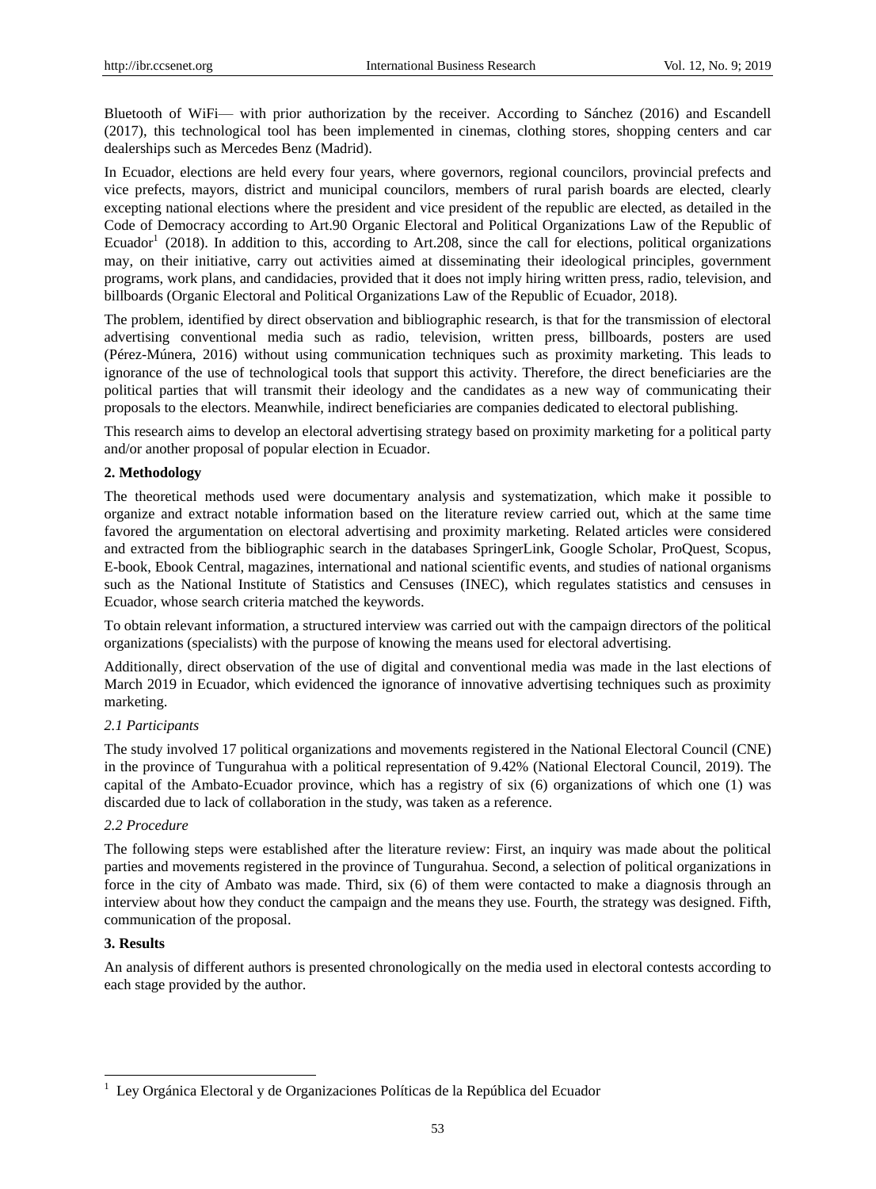Bluetooth of WiFi— with prior authorization by the receiver. According to Sánchez (2016) and Escandell (2017), this technological tool has been implemented in cinemas, clothing stores, shopping centers and car dealerships such as Mercedes Benz (Madrid).

In Ecuador, elections are held every four years, where governors, regional councilors, provincial prefects and vice prefects, mayors, district and municipal councilors, members of rural parish boards are elected, clearly excepting national elections where the president and vice president of the republic are elected, as detailed in the Code of Democracy according to Art.90 Organic Electoral and Political Organizations Law of the Republic of Ecuador[1] (2018). In addition to this, according to Art.208, since the call for elections, political organizations may, on their initiative, carry out activities aimed at disseminating their ideological principles, government programs, work plans, and candidacies, provided that it does not imply hiring written press, radio, television, and billboards (Organic Electoral and Political Organizations Law of the Republic of Ecuador, 2018).

The problem, identified by direct observation and bibliographic research, is that for the transmission of electoral advertising conventional media such as radio, television, written press, billboards, posters are used (Pérez-Múnera, 2016) without using communication techniques such as proximity marketing. This leads to ignorance of the use of technological tools that support this activity. Therefore, the direct beneficiaries are the political parties that will transmit their ideology and the candidates as a new way of communicating their proposals to the electors. Meanwhile, indirect beneficiaries are companies dedicated to electoral publishing.

This research aims to develop an electoral advertising strategy based on proximity marketing for a political party and/or another proposal of popular election in Ecuador.

## 2. Methodology

The theoretical methods used were documentary analysis and systematization, which make it possible to organize and extract notable information based on the literature review carried out, which at the same time favored the argumentation on electoral advertising and proximity marketing. Related articles were considered and extracted from the bibliographic search in the databases SpringerLink, Google Scholar, ProQuest, Scopus, E-book, Ebook Central, magazines, international and national scientific events, and studies of national organisms such as the National Institute of Statistics and Censuses (INEC), which regulates statistics and censuses in Ecuador, whose search criteria matched the keywords.

To obtain relevant information, a structured interview was carried out with the campaign directors of the political organizations (specialists) with the purpose of knowing the means used for electoral advertising.

Additionally, direct observation of the use of digital and conventional media was made in the last elections of March 2019 in Ecuador, which evidenced the ignorance of innovative advertising techniques such as proximity marketing.

### *2.1 Participants*

The study involved 17 political organizations and movements registered in the National Electoral Council (CNE) in the province of Tungurahua with a political representation of 9.42% (National Electoral Council, 2019). The capital of the Ambato-Ecuador province, which has a registry of six (6) organizations of which one (1) was discarded due to lack of collaboration in the study, was taken as a reference.

### *2.2 Procedure*

The following steps were established after the literature review: First, an inquiry was made about the political parties and movements registered in the province of Tungurahua. Second, a selection of political organizations in force in the city of Ambato was made. Third, six (6) of them were contacted to make a diagnosis through an interview about how they conduct the campaign and the means they use. Fourth, the strategy was designed. Fifth, communication of the proposal.

## 3. Results

An analysis of different authors is presented chronologically on the media used in electoral contests according to each stage provided by the author.

---

[1] Ley Orgánica Electoral y de Organizaciones Políticas de la República del Ecuador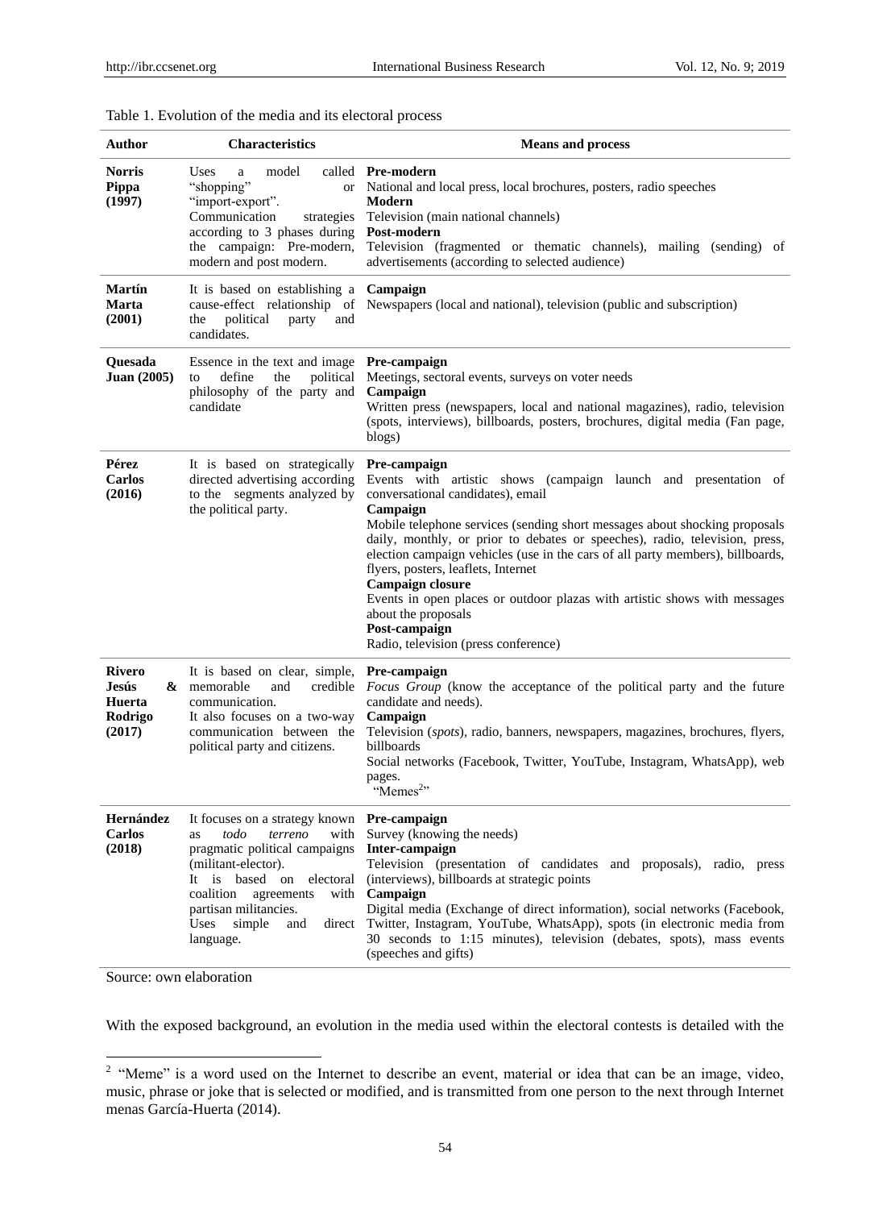Table 1. Evolution of the media and its electoral process

| Author | Characteristics | Means and process |
|---|---|---|
| **Norris Pippa (1997)** | Uses a model called "shopping" or "import-export". Communication strategies according to 3 phases during the campaign: Pre-modern, modern and post modern. | **Pre-modern** National and local press, local brochures, posters, radio speeches **Modern** Television (main national channels) **Post-modern** Television (fragmented or thematic channels), mailing (sending) of advertisements (according to selected audience) |
| **Martín Marta (2001)** | It is based on establishing a cause-effect relationship of the political party and candidates. | **Campaign** Newspapers (local and national), television (public and subscription) |
| **Quesada Juan (2005)** | Essence in the text and image to define the political philosophy of the party and candidate | **Pre-campaign** Meetings, sectoral events, surveys on voter needs **Campaign** Written press (newspapers, local and national magazines), radio, television (spots, interviews), billboards, posters, brochures, digital media (Fan page, blogs) |
| **Pérez Carlos (2016)** | It is based on strategically directed advertising according to the segments analyzed by the political party. | **Pre-campaign** Events with artistic shows (campaign launch and presentation of conversational candidates), email **Campaign** Mobile telephone services (sending short messages about shocking proposals daily, monthly, or prior to debates or speeches), radio, television, press, election campaign vehicles (use in the cars of all party members), billboards, flyers, posters, leaflets, Internet **Campaign closure** Events in open places or outdoor plazas with artistic shows with messages about the proposals **Post-campaign** Radio, television (press conference) |
| **Rivero Jesús & Huerta Rodrigo (2017)** | It is based on clear, simple, memorable and credible communication. It also focuses on a two-way communication between the political party and citizens. | **Pre-campaign** *Focus Group* (know the acceptance of the political party and the future candidate and needs). **Campaign** Television (*spots*), radio, banners, newspapers, magazines, brochures, flyers, billboards Social networks (Facebook, Twitter, YouTube, Instagram, WhatsApp), web pages. "Memes[2]" |
| **Hernández Carlos (2018)** | It focuses on a strategy known as *todo terreno* with pragmatic political campaigns (militant-elector). It is based on electoral coalition agreements with partisan militancies. Uses simple and direct language. | **Pre-campaign** Survey (knowing the needs) **Inter-campaign** Television (presentation of candidates and proposals), radio, press (interviews), billboards at strategic points **Campaign** Digital media (Exchange of direct information), social networks (Facebook, Twitter, Instagram, YouTube, WhatsApp), spots (in electronic media from 30 seconds to 1:15 minutes), television (debates, spots), mass events (speeches and gifts) |

Source: own elaboration

With the exposed background, an evolution in the media used within the electoral contests is detailed with the

[2] "Meme" is a word used on the Internet to describe an event, material or idea that can be an image, video, music, phrase or joke that is selected or modified, and is transmitted from one person to the next through Internet menas García-Huerta (2014).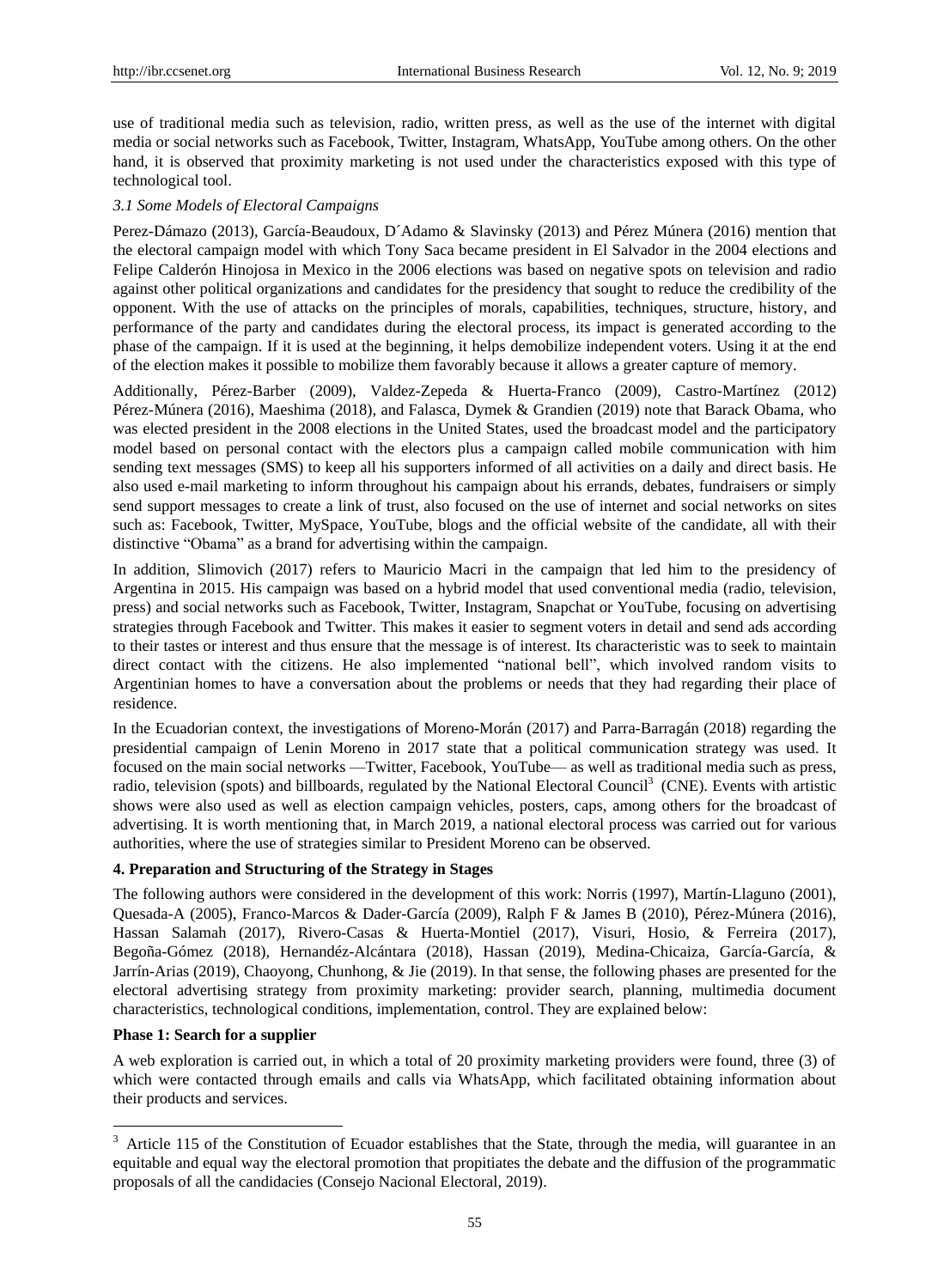use of traditional media such as television, radio, written press, as well as the use of the internet with digital media or social networks such as Facebook, Twitter, Instagram, WhatsApp, YouTube among others. On the other hand, it is observed that proximity marketing is not used under the characteristics exposed with this type of technological tool.

### *3.1 Some Models of Electoral Campaigns*

Perez-Dámazo (2013), García-Beaudoux, D´Adamo & Slavinsky (2013) and Pérez Múnera (2016) mention that the electoral campaign model with which Tony Saca became president in El Salvador in the 2004 elections and Felipe Calderón Hinojosa in Mexico in the 2006 elections was based on negative spots on television and radio against other political organizations and candidates for the presidency that sought to reduce the credibility of the opponent. With the use of attacks on the principles of morals, capabilities, techniques, structure, history, and performance of the party and candidates during the electoral process, its impact is generated according to the phase of the campaign. If it is used at the beginning, it helps demobilize independent voters. Using it at the end of the election makes it possible to mobilize them favorably because it allows a greater capture of memory.

Additionally, Pérez-Barber (2009), Valdez-Zepeda & Huerta-Franco (2009), Castro-Martínez (2012) Pérez-Múnera (2016), Maeshima (2018), and Falasca, Dymek & Grandien (2019) note that Barack Obama, who was elected president in the 2008 elections in the United States, used the broadcast model and the participatory model based on personal contact with the electors plus a campaign called mobile communication with him sending text messages (SMS) to keep all his supporters informed of all activities on a daily and direct basis. He also used e-mail marketing to inform throughout his campaign about his errands, debates, fundraisers or simply send support messages to create a link of trust, also focused on the use of internet and social networks on sites such as: Facebook, Twitter, MySpace, YouTube, blogs and the official website of the candidate, all with their distinctive "Obama" as a brand for advertising within the campaign.

In addition, Slimovich (2017) refers to Mauricio Macri in the campaign that led him to the presidency of Argentina in 2015. His campaign was based on a hybrid model that used conventional media (radio, television, press) and social networks such as Facebook, Twitter, Instagram, Snapchat or YouTube, focusing on advertising strategies through Facebook and Twitter. This makes it easier to segment voters in detail and send ads according to their tastes or interest and thus ensure that the message is of interest. Its characteristic was to seek to maintain direct contact with the citizens. He also implemented "national bell", which involved random visits to Argentinian homes to have a conversation about the problems or needs that they had regarding their place of residence.

In the Ecuadorian context, the investigations of Moreno-Morán (2017) and Parra-Barragán (2018) regarding the presidential campaign of Lenin Moreno in 2017 state that a political communication strategy was used. It focused on the main social networks —Twitter, Facebook, YouTube— as well as traditional media such as press, radio, television (spots) and billboards, regulated by the National Electoral Council[3] (CNE). Events with artistic shows were also used as well as election campaign vehicles, posters, caps, among others for the broadcast of advertising. It is worth mentioning that, in March 2019, a national electoral process was carried out for various authorities, where the use of strategies similar to President Moreno can be observed.

## 4. Preparation and Structuring of the Strategy in Stages

The following authors were considered in the development of this work: Norris (1997), Martín-Llaguno (2001), Quesada-A (2005), Franco-Marcos & Dader-García (2009), Ralph F & James B (2010), Pérez-Múnera (2016), Hassan Salamah (2017), Rivero-Casas & Huerta-Montiel (2017), Visuri, Hosio, & Ferreira (2017), Begoña-Gómez (2018), Hernandéz-Alcántara (2018), Hassan (2019), Medina-Chicaiza, García-García, & Jarrín-Arias (2019), Chaoyong, Chunhong, & Jie (2019). In that sense, the following phases are presented for the electoral advertising strategy from proximity marketing: provider search, planning, multimedia document characteristics, technological conditions, implementation, control. They are explained below:

**Phase 1: Search for a supplier**

A web exploration is carried out, in which a total of 20 proximity marketing providers were found, three (3) of which were contacted through emails and calls via WhatsApp, which facilitated obtaining information about their products and services.

---

[3] Article 115 of the Constitution of Ecuador establishes that the State, through the media, will guarantee in an equitable and equal way the electoral promotion that propitiates the debate and the diffusion of the programmatic proposals of all the candidacies (Consejo Nacional Electoral, 2019).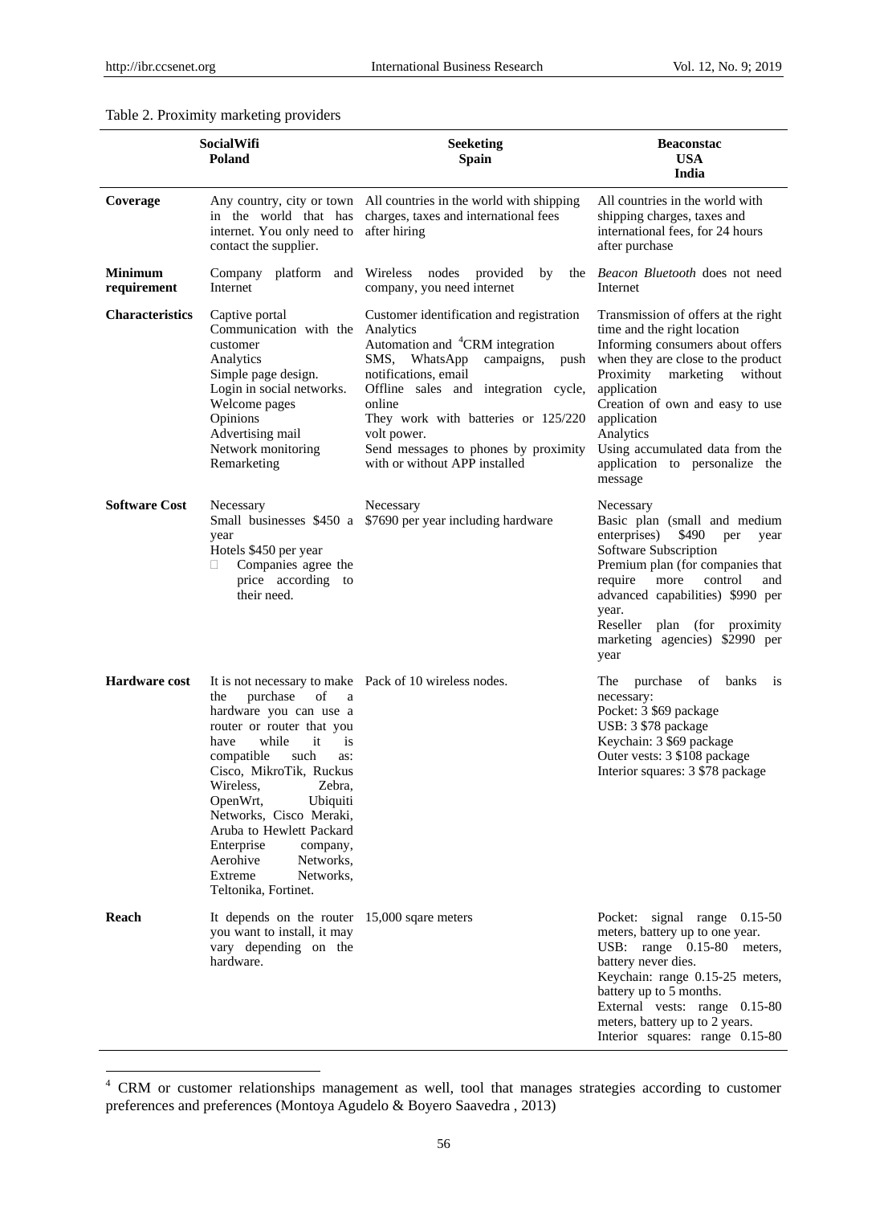Table 2. Proximity marketing providers

| | SocialWifi Poland | Seeketing Spain | Beaconstac USA India |
|---|---|---|---|
| **Coverage** | Any country, city or town in the world that has internet. You only need to contact the supplier. | All countries in the world with shipping charges, taxes and international fees after hiring | All countries in the world with shipping charges, taxes and international fees, for 24 hours after purchase |
| **Minimum requirement** | Company platform and Internet | Wireless nodes provided by the company, you need internet | *Beacon Bluetooth* does not need Internet |
| **Characteristics** | Captive portal<br>Communication with the customer<br>Analytics<br>Simple page design.<br>Login in social networks.<br>Welcome pages<br>Opinions<br>Advertising mail<br>Network monitoring<br>Remarketing | Customer identification and registration<br>Analytics<br>Automation and [4]CRM integration<br>SMS, WhatsApp campaigns, push notifications, email<br>Offline sales and integration cycle, online<br>They work with batteries or 125/220 volt power.<br>Send messages to phones by proximity with or without APP installed | Transmission of offers at the right time and the right location<br>Informing consumers about offers when they are close to the product<br>Proximity marketing without application<br>Creation of own and easy to use application<br>Analytics<br>Using accumulated data from the application to personalize the message |
| **Software Cost** | Necessary<br>Small businesses $450 a year<br>Hotels $450 per year<br>- Companies agree the price according to their need. | Necessary<br>$7690 per year including hardware | Necessary<br>Basic plan (small and medium enterprises) $490 per year Software Subscription<br>Premium plan (for companies that require more control and advanced capabilities) $990 per year.<br>Reseller plan (for proximity marketing agencies) $2990 per year |
| **Hardware cost** | It is not necessary to make the purchase of a hardware you can use a router or router that you have while it is compatible such as: Cisco, MikroTik, Ruckus Wireless, Zebra, OpenWrt, Ubiquiti Networks, Cisco Meraki, Aruba to Hewlett Packard Enterprise company, Aerohive Networks, Extreme Networks, Teltonika, Fortinet. | Pack of 10 wireless nodes. | The purchase of banks is necessary:<br>Pocket: 3 $69 package<br>USB: 3 $78 package<br>Keychain: 3 $69 package<br>Outer vests: 3 $108 package<br>Interior squares: 3 $78 package |
| **Reach** | It depends on the router you want to install, it may vary depending on the hardware. | 15,000 sqare meters | Pocket: signal range 0.15-50 meters, battery up to one year.<br>USB: range 0.15-80 meters, battery never dies.<br>Keychain: range 0.15-25 meters, battery up to 5 months.<br>External vests: range 0.15-80 meters, battery up to 2 years.<br>Interior squares: range 0.15-80 |

[4] CRM or customer relationships management as well, tool that manages strategies according to customer preferences and preferences (Montoya Agudelo & Boyero Saavedra , 2013)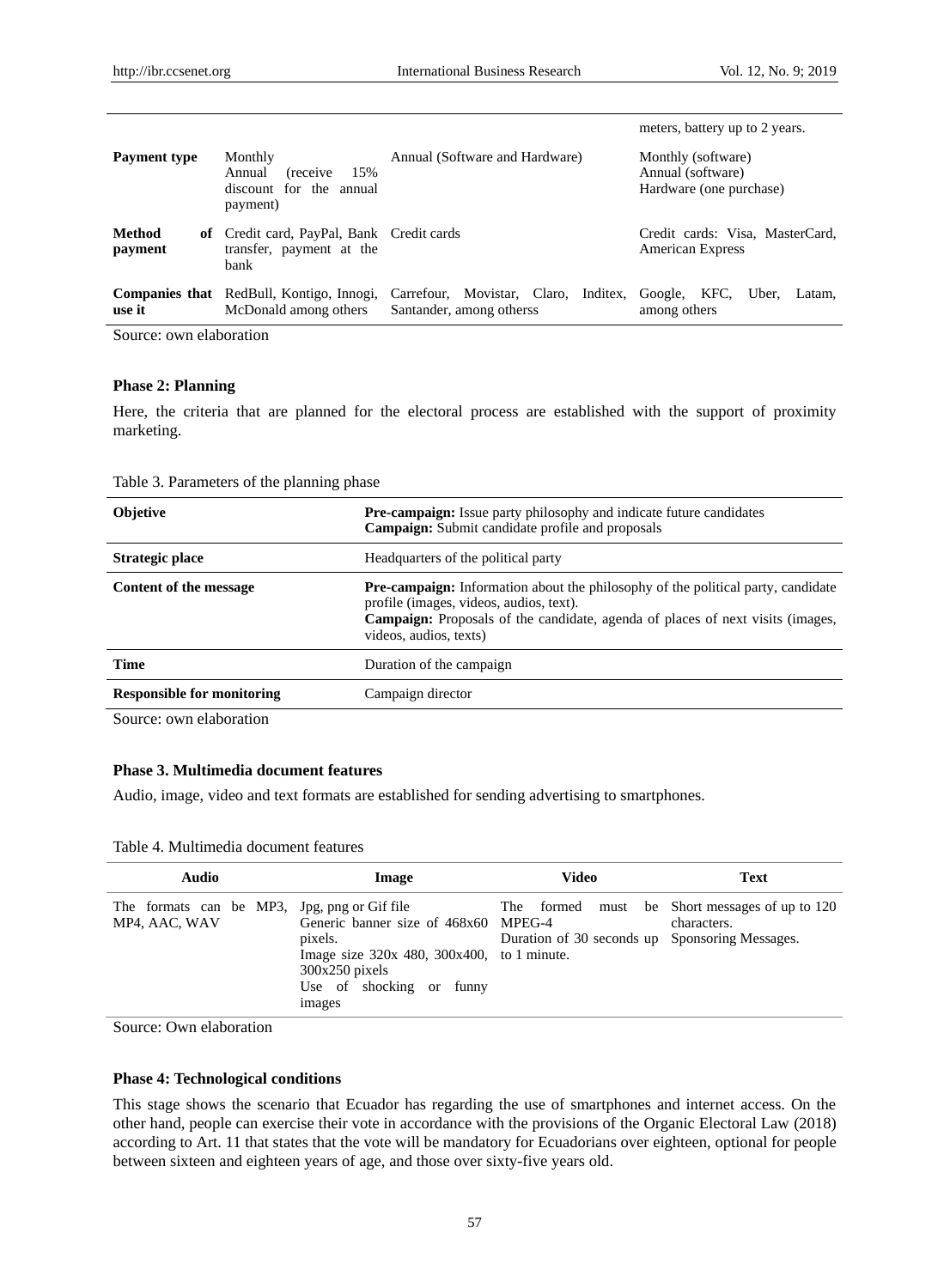| | | | meters, battery up to 2 years. |
|---|---|---|---|
| **Payment type** | Monthly<br>Annual (receive 15% discount for the annual payment) | Annual (Software and Hardware) | Monthly (software)<br>Annual (software)<br>Hardware (one purchase) |
| **Method of payment** | Credit card, PayPal, Bank transfer, payment at the bank | Credit cards | Credit cards: Visa, MasterCard, American Express |
| **Companies that use it** | RedBull, Kontigo, Innogi, McDonald among others | Carrefour, Movistar, Claro, Inditex, Santander, among otherss | Google, KFC, Uber, Latam, among others |

Source: own elaboration

**Phase 2: Planning**

Here, the criteria that are planned for the electoral process are established with the support of proximity marketing.

Table 3. Parameters of the planning phase

| **Objetive** | **Pre-campaign:** Issue party philosophy and indicate future candidates<br>**Campaign:** Submit candidate profile and proposals |
|---|---|
| **Strategic place** | Headquarters of the political party |
| **Content of the message** | **Pre-campaign:** Information about the philosophy of the political party, candidate profile (images, videos, audios, text).<br>**Campaign:** Proposals of the candidate, agenda of places of next visits (images, videos, audios, texts) |
| **Time** | Duration of the campaign |
| **Responsible for monitoring** | Campaign director |

Source: own elaboration

**Phase 3. Multimedia document features**

Audio, image, video and text formats are established for sending advertising to smartphones.

Table 4. Multimedia document features

| Audio | Image | Video | Text |
|---|---|---|---|
| The formats can be MP3, MP4, AAC, WAV | Jpg, png or Gif file<br>Generic banner size of 468x60 pixels.<br>Image size 320x 480, 300x400, 300x250 pixels<br>Use of shocking or funny images | The formed must be MPEG-4<br>Duration of 30 seconds up to 1 minute. | Short messages of up to 120 characters.<br>Sponsoring Messages. |

Source: Own elaboration

**Phase 4: Technological conditions**

This stage shows the scenario that Ecuador has regarding the use of smartphones and internet access. On the other hand, people can exercise their vote in accordance with the provisions of the Organic Electoral Law (2018) according to Art. 11 that states that the vote will be mandatory for Ecuadorians over eighteen, optional for people between sixteen and eighteen years of age, and those over sixty-five years old.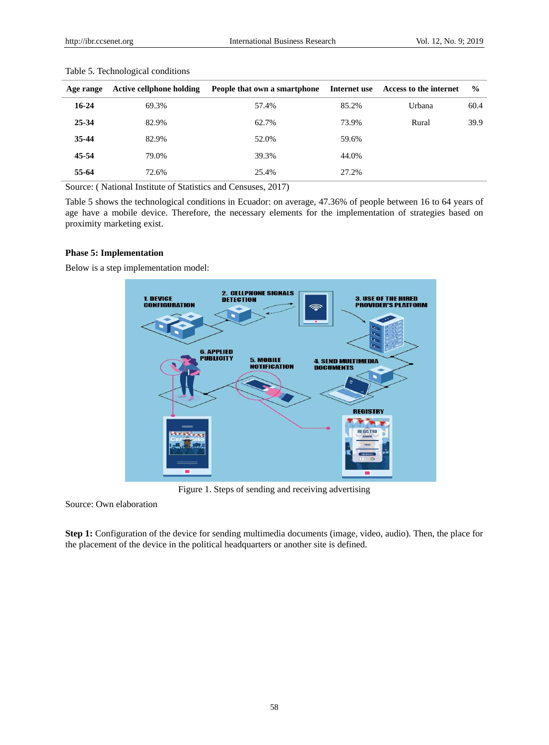Table 5. Technological conditions

| Age range | Active cellphone holding | People that own a smartphone | Internet use | Access to the internet | % |
|---|---|---|---|---|---|
| **16-24** | 69.3% | 57.4% | 85.2% | Urbana | 60.4 |
| **25-34** | 82.9% | 62.7% | 73.9% | Rural | 39.9 |
| **35-44** | 82.9% | 52.0% | 59.6% | | |
| **45-54** | 79.0% | 39.3% | 44.0% | | |
| **55-64** | 72.6% | 25.4% | 27.2% | | |

Source: ( National Institute of Statistics and Censuses, 2017)

Table 5 shows the technological conditions in Ecuador: on average, 47.36% of people between 16 to 64 years of age have a mobile device. Therefore, the necessary elements for the implementation of strategies based on proximity marketing exist.

**Phase 5: Implementation**

Below is a step implementation model:

Figure 1. Steps of sending and receiving advertising

Source: Own elaboration

**Step 1:** Configuration of the device for sending multimedia documents (image, video, audio). Then, the place for the placement of the device in the political headquarters or another site is defined.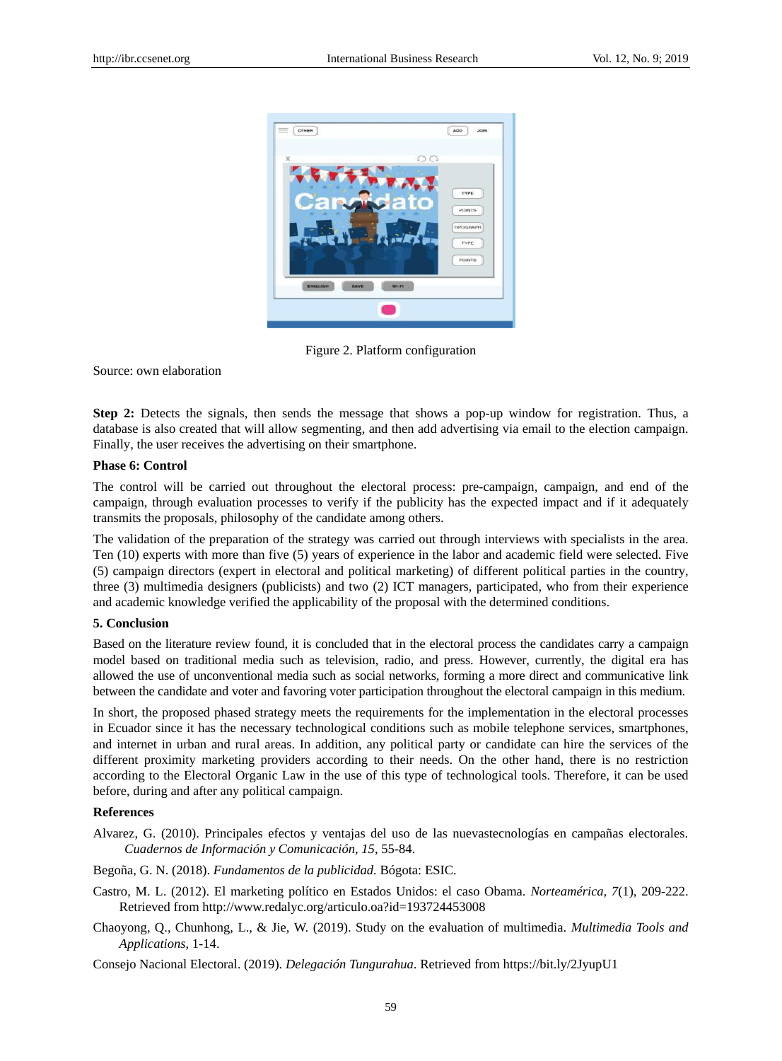Figure 2. Platform configuration

Source: own elaboration

**Step 2:** Detects the signals, then sends the message that shows a pop-up window for registration. Thus, a database is also created that will allow segmenting, and then add advertising via email to the election campaign. Finally, the user receives the advertising on their smartphone.

**Phase 6: Control**

The control will be carried out throughout the electoral process: pre-campaign, campaign, and end of the campaign, through evaluation processes to verify if the publicity has the expected impact and if it adequately transmits the proposals, philosophy of the candidate among others.

The validation of the preparation of the strategy was carried out through interviews with specialists in the area. Ten (10) experts with more than five (5) years of experience in the labor and academic field were selected. Five (5) campaign directors (expert in electoral and political marketing) of different political parties in the country, three (3) multimedia designers (publicists) and two (2) ICT managers, participated, who from their experience and academic knowledge verified the applicability of the proposal with the determined conditions.

## 5. Conclusion

Based on the literature review found, it is concluded that in the electoral process the candidates carry a campaign model based on traditional media such as television, radio, and press. However, currently, the digital era has allowed the use of unconventional media such as social networks, forming a more direct and communicative link between the candidate and voter and favoring voter participation throughout the electoral campaign in this medium.

In short, the proposed phased strategy meets the requirements for the implementation in the electoral processes in Ecuador since it has the necessary technological conditions such as mobile telephone services, smartphones, and internet in urban and rural areas. In addition, any political party or candidate can hire the services of the different proximity marketing providers according to their needs. On the other hand, there is no restriction according to the Electoral Organic Law in the use of this type of technological tools. Therefore, it can be used before, during and after any political campaign.

## References

Alvarez, G. (2010). Principales efectos y ventajas del uso de las nuevastecnologías en campañas electorales. *Cuadernos de Información y Comunicación, 15*, 55-84.

Begoña, G. N. (2018). *Fundamentos de la publicidad*. Bógota: ESIC.

Castro, M. L. (2012). El marketing político en Estados Unidos: el caso Obama. *Norteamérica, 7*(1), 209-222. Retrieved from http://www.redalyc.org/articulo.oa?id=193724453008

Chaoyong, Q., Chunhong, L., & Jie, W. (2019). Study on the evaluation of multimedia. *Multimedia Tools and Applications*, 1-14.

Consejo Nacional Electoral. (2019). *Delegación Tungurahua*. Retrieved from https://bit.ly/2JyupU1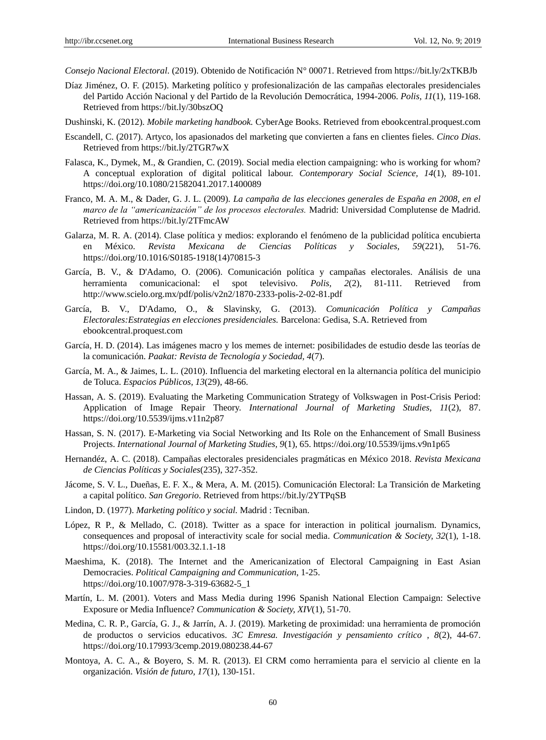*Consejo Nacional Electoral*. (2019). Obtenido de Notificación N° 00071. Retrieved from https://bit.ly/2xTKBJb

Díaz Jiménez, O. F. (2015). Marketing político y profesionalización de las campañas electorales presidenciales del Partido Acción Nacional y del Partido de la Revolución Democrática, 1994-2006. *Polis*, *11*(1), 119-168. Retrieved from https://bit.ly/30bszOQ

Dushinski, K. (2012). *Mobile marketing handbook.* CyberAge Books. Retrieved from ebookcentral.proquest.com

Escandell, C. (2017). Artyco, los apasionados del marketing que convierten a fans en clientes fieles. *Cinco Dias*. Retrieved from https://bit.ly/2TGR7wX

Falasca, K., Dymek, M., & Grandien, C. (2019). Social media election campaigning: who is working for whom? A conceptual exploration of digital political labour. *Contemporary Social Science, 14*(1), 89-101. https://doi.org/10.1080/21582041.2017.1400089

Franco, M. A. M., & Dader, G. J. L. (2009). *La campaña de las elecciones generales de España en 2008, en el marco de la "americanización" de los procesos electorales.* Madrid: Universidad Complutense de Madrid. Retrieved from https://bit.ly/2TFmcAW

Galarza, M. R. A. (2014). Clase política y medios: explorando el fenómeno de la publicidad política encubierta en México. *Revista Mexicana de Ciencias Políticas y Sociales, 59*(221), 51-76. https://doi.org/10.1016/S0185-1918(14)70815-3

García, B. V., & D'Adamo, O. (2006). Comunicación política y campañas electorales. Análisis de una herramienta comunicacional: el spot televisivo. *Polis*, *2*(2), 81-111. Retrieved from http://www.scielo.org.mx/pdf/polis/v2n2/1870-2333-polis-2-02-81.pdf

García, B. V., D'Adamo, O., & Slavinsky, G. (2013). *Comunicación Política y Campañas Electorales:Estrategias en elecciones presidenciales.* Barcelona: Gedisa, S.A. Retrieved from ebookcentral.proquest.com

García, H. D. (2014). Las imágenes macro y los memes de internet: posibilidades de estudio desde las teorías de la comunicación. *Paakat: Revista de Tecnología y Sociedad*, *4*(7).

García, M. A., & Jaimes, L. L. (2010). Influencia del marketing electoral en la alternancia política del municipio de Toluca. *Espacios Públicos*, *13*(29), 48-66.

Hassan, A. S. (2019). Evaluating the Marketing Communication Strategy of Volkswagen in Post-Crisis Period: Application of Image Repair Theory. *International Journal of Marketing Studies, 11*(2), 87. https://doi.org/10.5539/ijms.v11n2p87

Hassan, S. N. (2017). E-Marketing via Social Networking and Its Role on the Enhancement of Small Business Projects. *International Journal of Marketing Studies, 9*(1), 65. https://doi.org/10.5539/ijms.v9n1p65

Hernandéz, A. C. (2018). Campañas electorales presidenciales pragmáticas en México 2018. *Revista Mexicana de Ciencias Políticas y Sociales*(235), 327-352.

Jácome, S. V. L., Dueñas, E. F. X., & Mera, A. M. (2015). Comunicación Electoral: La Transición de Marketing a capital político. *San Gregorio*. Retrieved from https://bit.ly/2YTPqSB

Lindon, D. (1977). *Marketing político y social.* Madrid : Tecniban.

López, R P., & Mellado, C. (2018). Twitter as a space for interaction in political journalism. Dynamics, consequences and proposal of interactivity scale for social media. *Communication & Society, 32*(1), 1-18. https://doi.org/10.15581/003.32.1.1-18

Maeshima, K. (2018). The Internet and the Americanization of Electoral Campaigning in East Asian Democracies. *Political Campaigning and Communication,* 1-25. https://doi.org/10.1007/978-3-319-63682-5_1

Martín, L. M. (2001). Voters and Mass Media during 1996 Spanish National Election Campaign: Selective Exposure or Media Influence? *Communication & Society, XIV*(1), 51-70.

Medina, C. R. P., García, G. J., & Jarrín, A. J. (2019). Marketing de proximidad: una herramienta de promoción de productos o servicios educativos. *3C Emresa. Investigación y pensamiento crítico* , *8*(2), 44-67. https://doi.org/10.17993/3cemp.2019.080238.44-67

Montoya, A. C. A., & Boyero, S. M. R. (2013). El CRM como herramienta para el servicio al cliente en la organización. *Visión de futuro*, *17*(1), 130-151.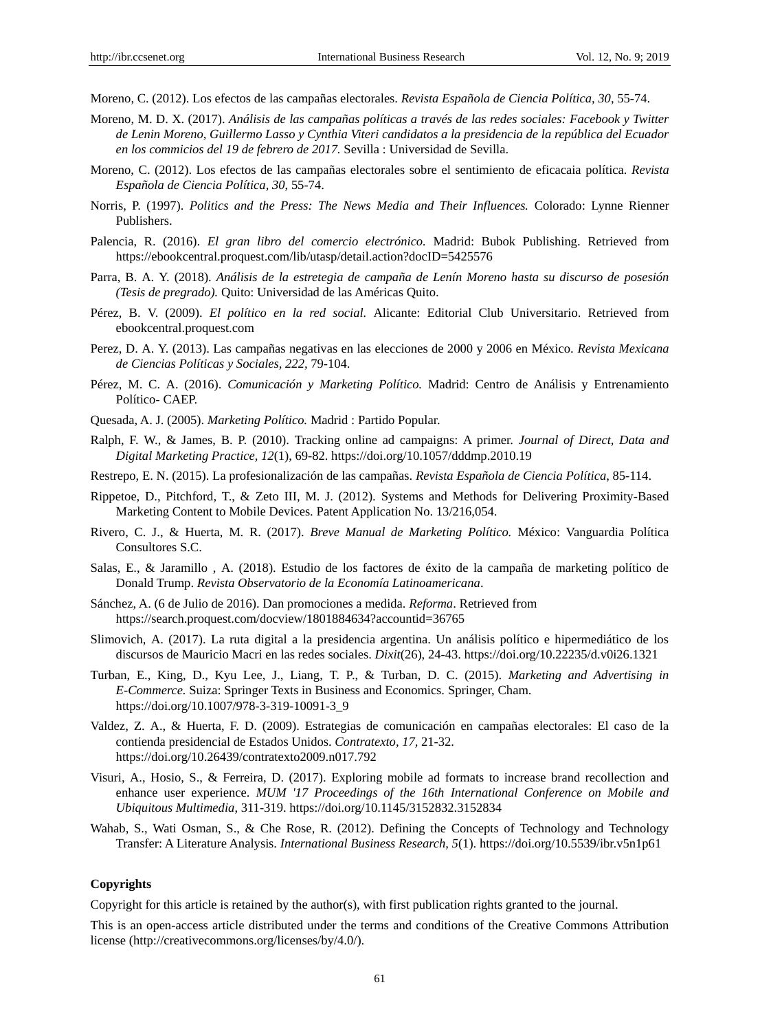Moreno, C. (2012). Los efectos de las campañas electorales. *Revista Española de Ciencia Política, 30*, 55-74.

Moreno, M. D. X. (2017). *Análisis de las campañas políticas a través de las redes sociales: Facebook y Twitter de Lenin Moreno, Guillermo Lasso y Cynthia Viteri candidatos a la presidencia de la república del Ecuador en los commicios del 19 de febrero de 2017.* Sevilla : Universidad de Sevilla.

Moreno, C. (2012). Los efectos de las campañas electorales sobre el sentimiento de eficacaia política. *Revista Española de Ciencia Política, 30*, 55-74.

Norris, P. (1997). *Politics and the Press: The News Media and Their Influences.* Colorado: Lynne Rienner Publishers.

Palencia, R. (2016). *El gran libro del comercio electrónico.* Madrid: Bubok Publishing. Retrieved from https://ebookcentral.proquest.com/lib/utasp/detail.action?docID=5425576

Parra, B. A. Y. (2018). *Análisis de la estretegia de campaña de Lenín Moreno hasta su discurso de posesión (Tesis de pregrado).* Quito: Universidad de las Américas Quito.

Pérez, B. V. (2009). *El político en la red social.* Alicante: Editorial Club Universitario. Retrieved from ebookcentral.proquest.com

Perez, D. A. Y. (2013). Las campañas negativas en las elecciones de 2000 y 2006 en México. *Revista Mexicana de Ciencias Políticas y Sociales, 222*, 79-104.

Pérez, M. C. A. (2016). *Comunicación y Marketing Político.* Madrid: Centro de Análisis y Entrenamiento Político- CAEP.

Quesada, A. J. (2005). *Marketing Político.* Madrid : Partido Popular.

Ralph, F. W., & James, B. P. (2010). Tracking online ad campaigns: A primer. *Journal of Direct, Data and Digital Marketing Practice, 12*(1), 69-82. https://doi.org/10.1057/dddmp.2010.19

Restrepo, E. N. (2015). La profesionalización de las campañas. *Revista Española de Ciencia Política*, 85-114.

Rippetoe, D., Pitchford, T., & Zeto III, M. J. (2012). Systems and Methods for Delivering Proximity-Based Marketing Content to Mobile Devices. Patent Application No. 13/216,054.

Rivero, C. J., & Huerta, M. R. (2017). *Breve Manual de Marketing Político.* México: Vanguardia Política Consultores S.C.

Salas, E., & Jaramillo , A. (2018). Estudio de los factores de éxito de la campaña de marketing político de Donald Trump. *Revista Observatorio de la Economía Latinoamericana*.

Sánchez, A. (6 de Julio de 2016). Dan promociones a medida. *Reforma*. Retrieved from https://search.proquest.com/docview/1801884634?accountid=36765

Slimovich, A. (2017). La ruta digital a la presidencia argentina. Un análisis político e hipermediático de los discursos de Mauricio Macri en las redes sociales. *Dixit*(26), 24-43. https://doi.org/10.22235/d.v0i26.1321

Turban, E., King, D., Kyu Lee, J., Liang, T. P., & Turban, D. C. (2015). *Marketing and Advertising in E-Commerce.* Suiza: Springer Texts in Business and Economics. Springer, Cham. https://doi.org/10.1007/978-3-319-10091-3_9

Valdez, Z. A., & Huerta, F. D. (2009). Estrategias de comunicación en campañas electorales: El caso de la contienda presidencial de Estados Unidos. *Contratexto, 17*, 21-32. https://doi.org/10.26439/contratexto2009.n017.792

Visuri, A., Hosio, S., & Ferreira, D. (2017). Exploring mobile ad formats to increase brand recollection and enhance user experience. *MUM '17 Proceedings of the 16th International Conference on Mobile and Ubiquitous Multimedia*, 311-319. https://doi.org/10.1145/3152832.3152834

Wahab, S., Wati Osman, S., & Che Rose, R. (2012). Defining the Concepts of Technology and Technology Transfer: A Literature Analysis. *International Business Research, 5*(1). https://doi.org/10.5539/ibr.v5n1p61

**Copyrights**

Copyright for this article is retained by the author(s), with first publication rights granted to the journal.

This is an open-access article distributed under the terms and conditions of the Creative Commons Attribution license (http://creativecommons.org/licenses/by/4.0/).